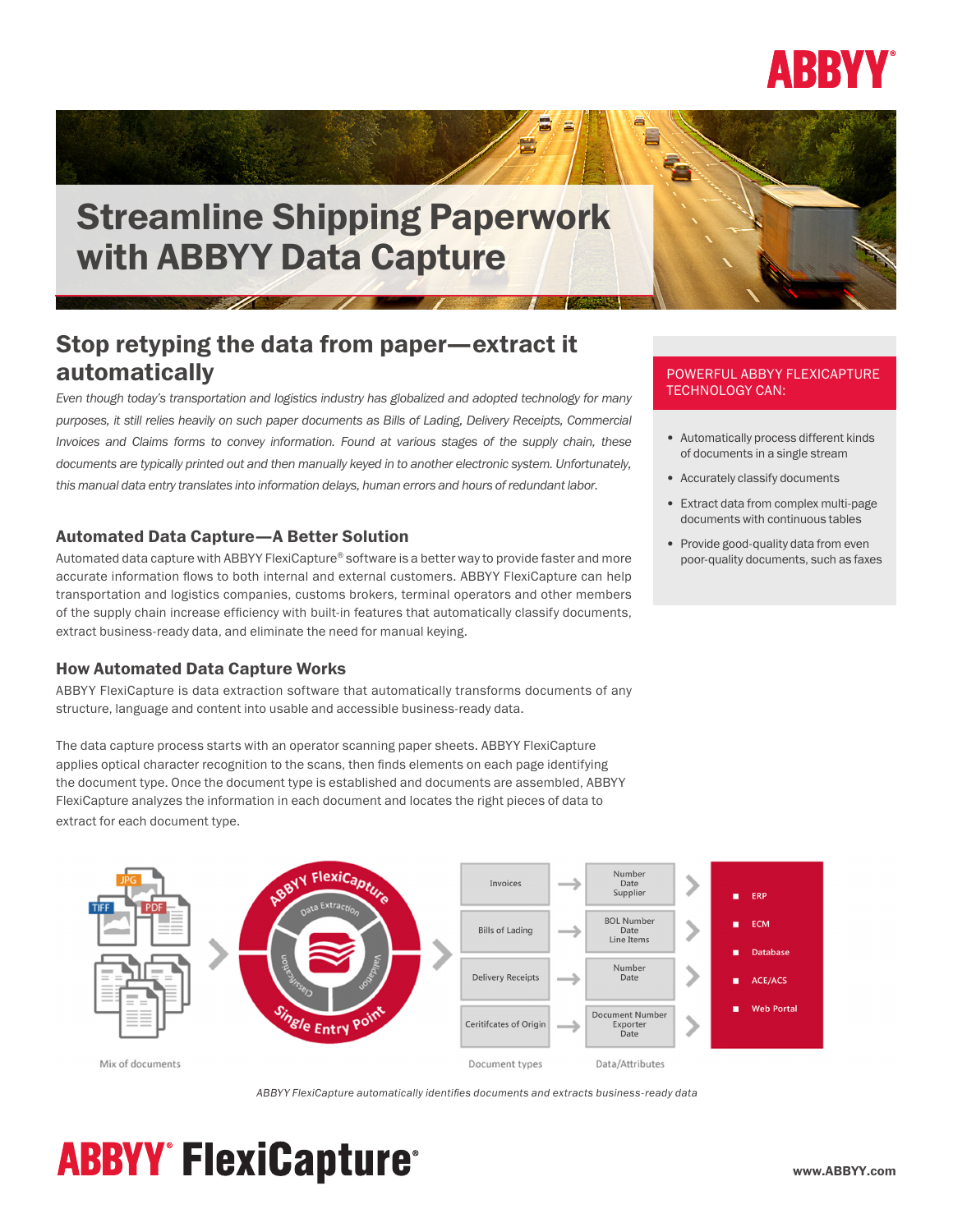# Streamline Shipping Paperwork with ABBYY Data Capture

## Stop retyping the data from paper—extract it automatically

*Even though today's transportation and logistics industry has globalized and adopted technology for many purposes, it still relies heavily on such paper documents as Bills of Lading, Delivery Receipts, Commercial Invoices and Claims forms to convey information. Found at various stages of the supply chain, these documents are typically printed out and then manually keyed in to another electronic system. Unfortunately, this manual data entry translates into information delays, human errors and hours of redundant labor.*

### Automated Data Capture—A Better Solution

Automated data capture with ABBYY FlexiCapture® software is a better way to provide faster and more accurate information flows to both internal and external customers. ABBYY FlexiCapture can help transportation and logistics companies, customs brokers, terminal operators and other members of the supply chain increase efficiency with built-in features that automatically classify documents, extract business-ready data, and eliminate the need for manual keying.

### How Automated Data Capture Works

ABBYY FlexiCapture is data extraction software that automatically transforms documents of any structure, language and content into usable and accessible business-ready data.

The data capture process starts with an operator scanning paper sheets. ABBYY FlexiCapture applies optical character recognition to the scans, then finds elements on each page identifying the document type. Once the document type is established and documents are assembled, ABBYY FlexiCapture analyzes the information in each document and locates the right pieces of data to extract for each document type.

**POWERFUL ABBYY FLEXICAPTURE TECHNOLOGY CAN:**

- Automatically process different kinds of documents in a single stream
- Accurately classify documents
- Extract data from complex multi-page documents with continuous tables
- Provide good-quality data from even poor-quality documents, such as faxes

| Document types | Data/Attributes |
| --- | --- |
| Invoices | Number, Date, Supplier |
| Bills of Lading | BOL Number, Date, Line Items |
| Delivery Receipts | Number, Date |
| Ceritifcates of Origin | Document Number, Exporter, Date |

Mix of documents (JPG, TIFF, PDF) → ABBYY FlexiCapture (Data Extraction, Classification, Validation, Single Entry Point) → Document types → Data/Attributes → ERP, ECM, Database, ACE/ACS, Web Portal

*ABBYY FlexiCapture automatically identifies documents and extracts business-ready data*

ABBYY® FlexiCapture®

www.ABBYY.com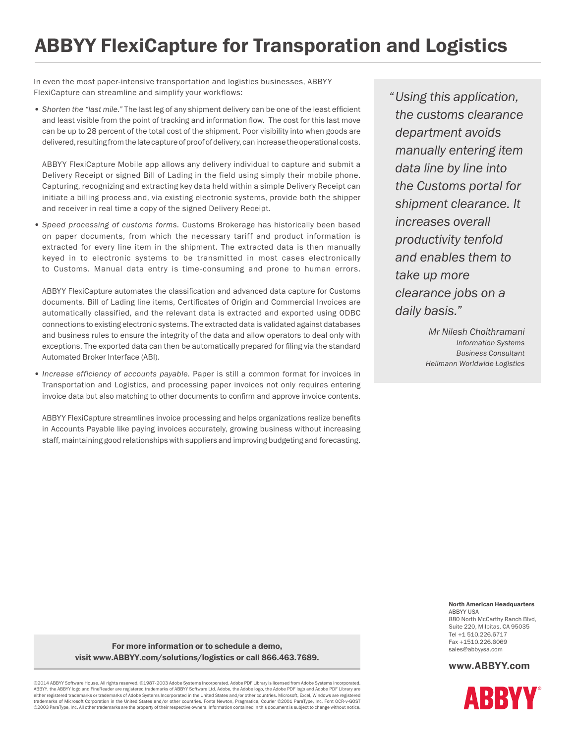# ABBYY FlexiCapture for Transporation and Logistics

In even the most paper-intensive transportation and logistics businesses, ABBYY FlexiCapture can streamline and simplify your workflows:

- *Shorten the "last mile."* The last leg of any shipment delivery can be one of the least efficient and least visible from the point of tracking and information flow. The cost for this last move can be up to 28 percent of the total cost of the shipment. Poor visibility into when goods are delivered, resulting from the late capture of proof of delivery, can increase the operational costs.

  ABBYY FlexiCapture Mobile app allows any delivery individual to capture and submit a Delivery Receipt or signed Bill of Lading in the field using simply their mobile phone. Capturing, recognizing and extracting key data held within a simple Delivery Receipt can initiate a billing process and, via existing electronic systems, provide both the shipper and receiver in real time a copy of the signed Delivery Receipt.

- *Speed processing of customs forms.* Customs Brokerage has historically been based on paper documents, from which the necessary tariff and product information is extracted for every line item in the shipment. The extracted data is then manually keyed in to electronic systems to be transmitted in most cases electronically to Customs. Manual data entry is time-consuming and prone to human errors.

  ABBYY FlexiCapture automates the classification and advanced data capture for Customs documents. Bill of Lading line items, Certificates of Origin and Commercial Invoices are automatically classified, and the relevant data is extracted and exported using ODBC connections to existing electronic systems. The extracted data is validated against databases and business rules to ensure the integrity of the data and allow operators to deal only with exceptions. The exported data can then be automatically prepared for filing via the standard Automated Broker Interface (ABI).

- *Increase efficiency of accounts payable.* Paper is still a common format for invoices in Transportation and Logistics, and processing paper invoices not only requires entering invoice data but also matching to other documents to confirm and approve invoice contents.

  ABBYY FlexiCapture streamlines invoice processing and helps organizations realize benefits in Accounts Payable like paying invoices accurately, growing business without increasing staff, maintaining good relationships with suppliers and improving budgeting and forecasting.

> *"Using this application, the customs clearance department avoids manually entering item data line by line into the Customs portal for shipment clearance. It increases overall productivity tenfold and enables them to take up more clearance jobs on a daily basis."*
>
> *Mr Nilesh Choithramani*
> *Information Systems Business Consultant*
> *Hellmann Worldwide Logistics*

**For more information or to schedule a demo, visit www.ABBYY.com/solutions/logistics or call 866.463.7689.**

**North American Headquarters**
ABBYY USA
880 North McCarthy Ranch Blvd, Suite 220, Milpitas, CA 95035
Tel +1 510.226.6717
Fax +1510.226.6069
sales@abbyysa.com

**www.ABBYY.com**

ABBYY

©2014 ABBYY Software House. All rights reserved. ©1987-2003 Adobe Systems Incorporated. Adobe PDF Library is licensed from Adobe Systems Incorporated. ABBYY, the ABBYY logo and FineReader are registered trademarks of ABBYY Software Ltd. Adobe, the Adobe logo, the Adobe PDF logo and Adobe PDF Library are either registered trademarks or trademarks of Adobe Systems Incorporated in the United States and/or other countries. Microsoft, Excel, Windows are registered trademarks of Microsoft Corporation in the United States and/or other countries. Fonts Newton, Pragmatica, Courier ©2001 ParaType, Inc. Font OCR-v-GOST ©2003 ParaType, Inc. All other trademarks are the property of their respective owners. Information contained in this document is subject to change without notice.